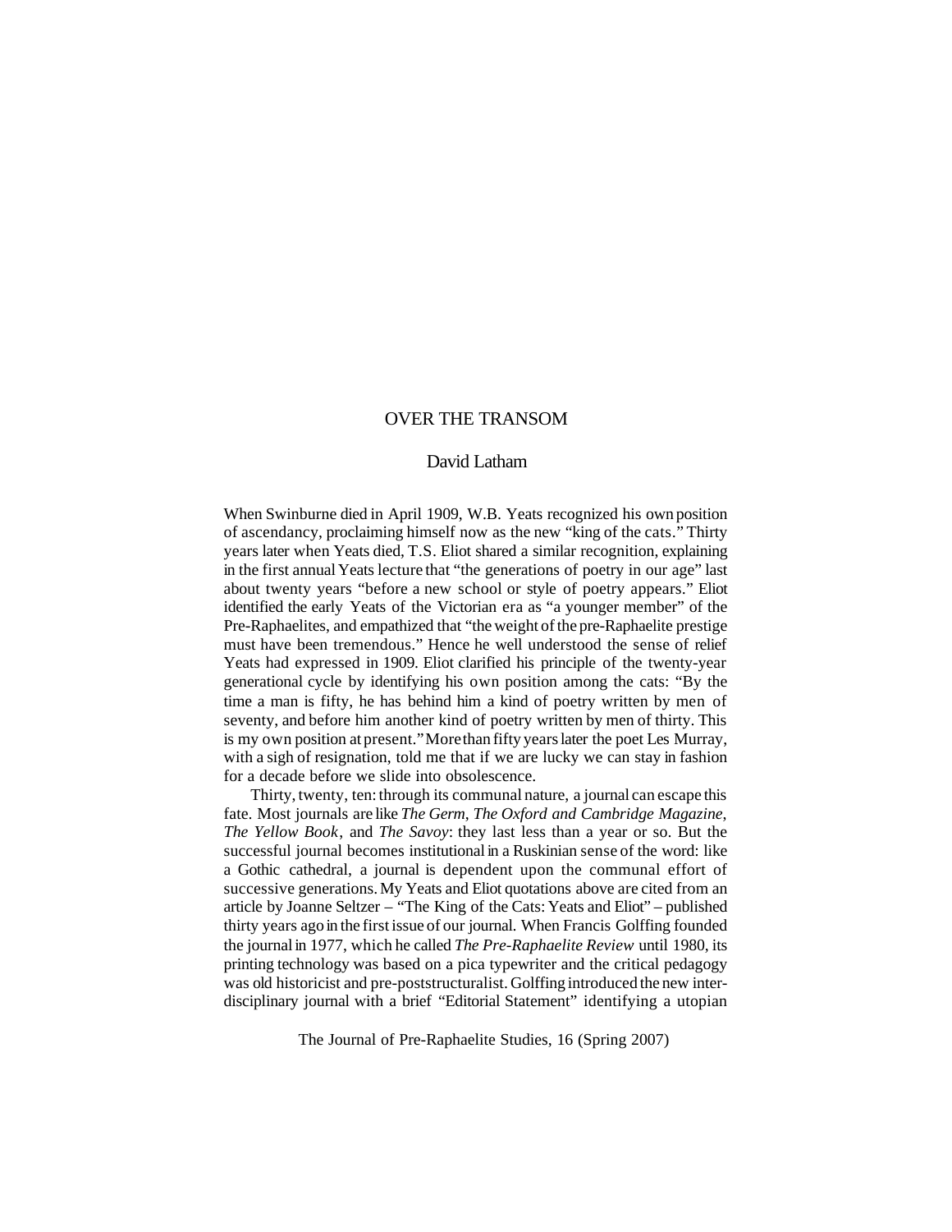# OVER THE TRANSOM

## David Latham

When Swinburne died in April 1909, W.B. Yeats recognized his own position of ascendancy, proclaiming himself now as the new "king of the cats." Thirty years later when Yeats died, T.S. Eliot shared a similar recognition, explaining in the first annual Yeats lecture that "the generations of poetry in our age" last about twenty years "before a new school or style of poetry appears." Eliot identified the early Yeats of the Victorian era as "a younger member" of the Pre-Raphaelites, and empathized that "the weight of the pre-Raphaelite prestige must have been tremendous." Hence he well understood the sense of relief Yeats had expressed in 1909. Eliot clarified his principle of the twenty-year generational cycle by identifying his own position among the cats: "By the time a man is fifty, he has behind him a kind of poetry written by men of seventy, and before him another kind of poetry written by men of thirty. This is my own position at present." More than fifty years later the poet Les Murray, with a sigh of resignation, told me that if we are lucky we can stay in fashion for a decade before we slide into obsolescence.

Thirty, twenty, ten: through its communal nature, a journal can escape this fate. Most journals are like *The Germ*, *The Oxford and Cambridge Magazine*, *The Yellow Book*, and *The Savoy*: they last less than a year or so. But the successful journal becomes institutional in a Ruskinian sense of the word: like a Gothic cathedral, a journal is dependent upon the communal effort of successive generations. My Yeats and Eliot quotations above are cited from an article by Joanne Seltzer – "The King of the Cats: Yeats and Eliot" – published thirty years ago in the first issue of our journal. When Francis Golffing founded the journal in 1977, which he called *The Pre-Raphaelite Review* until 1980, its printing technology was based on a pica typewriter and the critical pedagogy was old historicist and pre-poststructuralist. Golffing introduced the new inter-disciplinary journal with a brief "Editorial Statement" identifying a utopian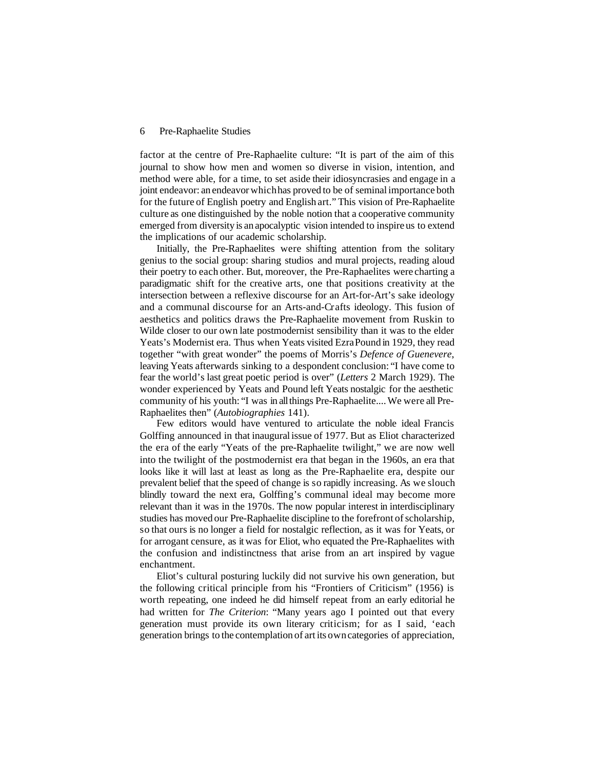factor at the centre of Pre-Raphaelite culture: "It is part of the aim of this journal to show how men and women so diverse in vision, intention, and method were able, for a time, to set aside their idiosyncrasies and engage in a joint endeavor: an endeavor which has proved to be of seminal importance both for the future of English poetry and English art." This vision of Pre-Raphaelite culture as one distinguished by the noble notion that a cooperative community emerged from diversity is an apocalyptic vision intended to inspire us to extend the implications of our academic scholarship.

Initially, the Pre-Raphaelites were shifting attention from the solitary genius to the social group: sharing studios and mural projects, reading aloud their poetry to each other. But, moreover, the Pre-Raphaelites were charting a paradigmatic shift for the creative arts, one that positions creativity at the intersection between a reflexive discourse for an Art-for-Art's sake ideology and a communal discourse for an Arts-and-Crafts ideology. This fusion of aesthetics and politics draws the Pre-Raphaelite movement from Ruskin to Wilde closer to our own late postmodernist sensibility than it was to the elder Yeats's Modernist era. Thus when Yeats visited Ezra Pound in 1929, they read together "with great wonder" the poems of Morris's *Defence of Guenevere*, leaving Yeats afterwards sinking to a despondent conclusion: "I have come to fear the world's last great poetic period is over" (*Letters* 2 March 1929). The wonder experienced by Yeats and Pound left Yeats nostalgic for the aesthetic community of his youth: "I was in all things Pre-Raphaelite.... We were all Pre-Raphaelites then" (*Autobiographies* 141).

Few editors would have ventured to articulate the noble ideal Francis Golffing announced in that inaugural issue of 1977. But as Eliot characterized the era of the early "Yeats of the pre-Raphaelite twilight," we are now well into the twilight of the postmodernist era that began in the 1960s, an era that looks like it will last at least as long as the Pre-Raphaelite era, despite our prevalent belief that the speed of change is so rapidly increasing. As we slouch blindly toward the next era, Golffing's communal ideal may become more relevant than it was in the 1970s. The now popular interest in interdisciplinary studies has moved our Pre-Raphaelite discipline to the forefront of scholarship, so that ours is no longer a field for nostalgic reflection, as it was for Yeats, or for arrogant censure, as it was for Eliot, who equated the Pre-Raphaelites with the confusion and indistinctness that arise from an art inspired by vague enchantment.

Eliot's cultural posturing luckily did not survive his own generation, but the following critical principle from his "Frontiers of Criticism" (1956) is worth repeating, one indeed he did himself repeat from an early editorial he had written for *The Criterion*: "Many years ago I pointed out that every generation must provide its own literary criticism; for as I said, 'each generation brings to the contemplation of art its own categories of appreciation,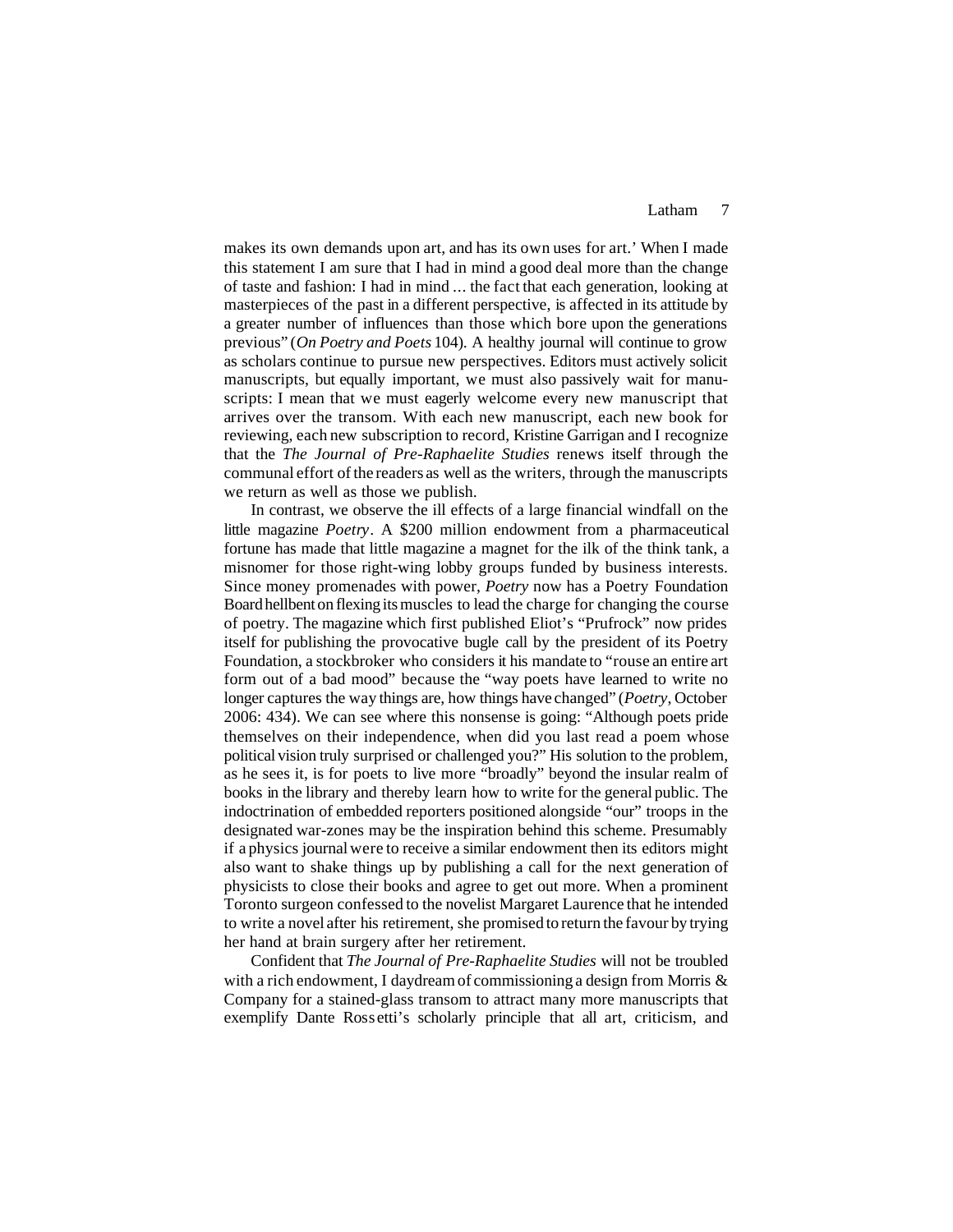makes its own demands upon art, and has its own uses for art.' When I made this statement I am sure that I had in mind a good deal more than the change of taste and fashion: I had in mind ... the fact that each generation, looking at masterpieces of the past in a different perspective, is affected in its attitude by a greater number of influences than those which bore upon the generations previous" (*On Poetry and Poets* 104). A healthy journal will continue to grow as scholars continue to pursue new perspectives. Editors must actively solicit manuscripts, but equally important, we must also passively wait for manuscripts: I mean that we must eagerly welcome every new manuscript that arrives over the transom. With each new manuscript, each new book for reviewing, each new subscription to record, Kristine Garrigan and I recognize that the *The Journal of Pre-Raphaelite Studies* renews itself through the communal effort of the readers as well as the writers, through the manuscripts we return as well as those we publish.

In contrast, we observe the ill effects of a large financial windfall on the little magazine *Poetry*. A $200 million endowment from a pharmaceutical fortune has made that little magazine a magnet for the ilk of the think tank, a misnomer for those right-wing lobby groups funded by business interests. Since money promenades with power, *Poetry* now has a Poetry Foundation Board hellbent on flexing its muscles to lead the charge for changing the course of poetry. The magazine which first published Eliot's "Prufrock" now prides itself for publishing the provocative bugle call by the president of its Poetry Foundation, a stockbroker who considers it his mandate to "rouse an entire art form out of a bad mood" because the "way poets have learned to write no longer captures the way things are, how things have changed" (*Poetry*, October 2006: 434). We can see where this nonsense is going: "Although poets pride themselves on their independence, when did you last read a poem whose political vision truly surprised or challenged you?" His solution to the problem, as he sees it, is for poets to live more "broadly" beyond the insular realm of books in the library and thereby learn how to write for the general public. The indoctrination of embedded reporters positioned alongside "our" troops in the designated war-zones may be the inspiration behind this scheme. Presumably if a physics journal were to receive a similar endowment then its editors might also want to shake things up by publishing a call for the next generation of physicists to close their books and agree to get out more. When a prominent Toronto surgeon confessed to the novelist Margaret Laurence that he intended to write a novel after his retirement, she promised to return the favour by trying her hand at brain surgery after her retirement.

Confident that *The Journal of Pre-Raphaelite Studies* will not be troubled with a rich endowment, I daydream of commissioning a design from Morris & Company for a stained-glass transom to attract many more manuscripts that exemplify Dante Rossetti's scholarly principle that all art, criticism, and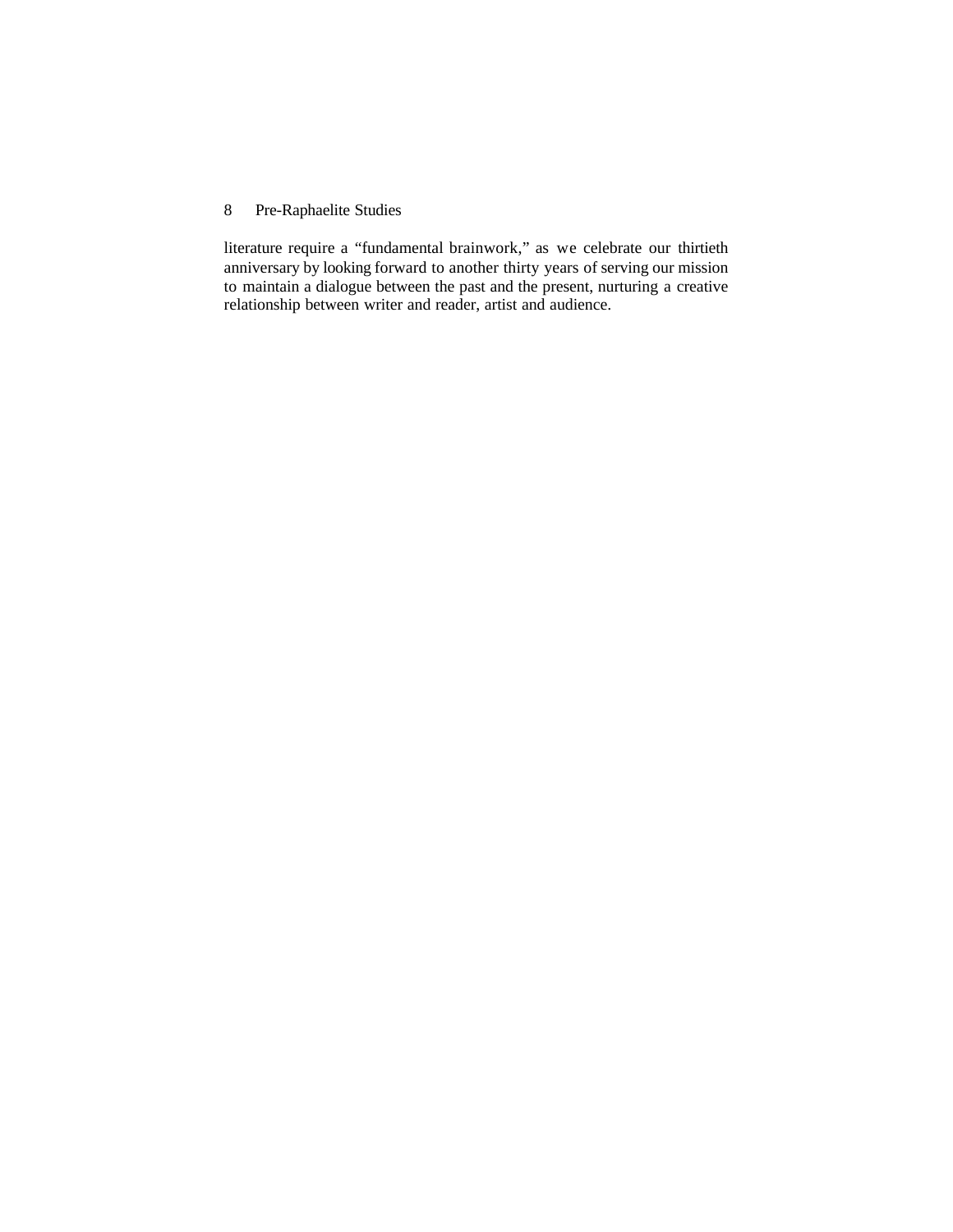literature require a "fundamental brainwork," as we celebrate our thirtieth anniversary by looking forward to another thirty years of serving our mission to maintain a dialogue between the past and the present, nurturing a creative relationship between writer and reader, artist and audience.